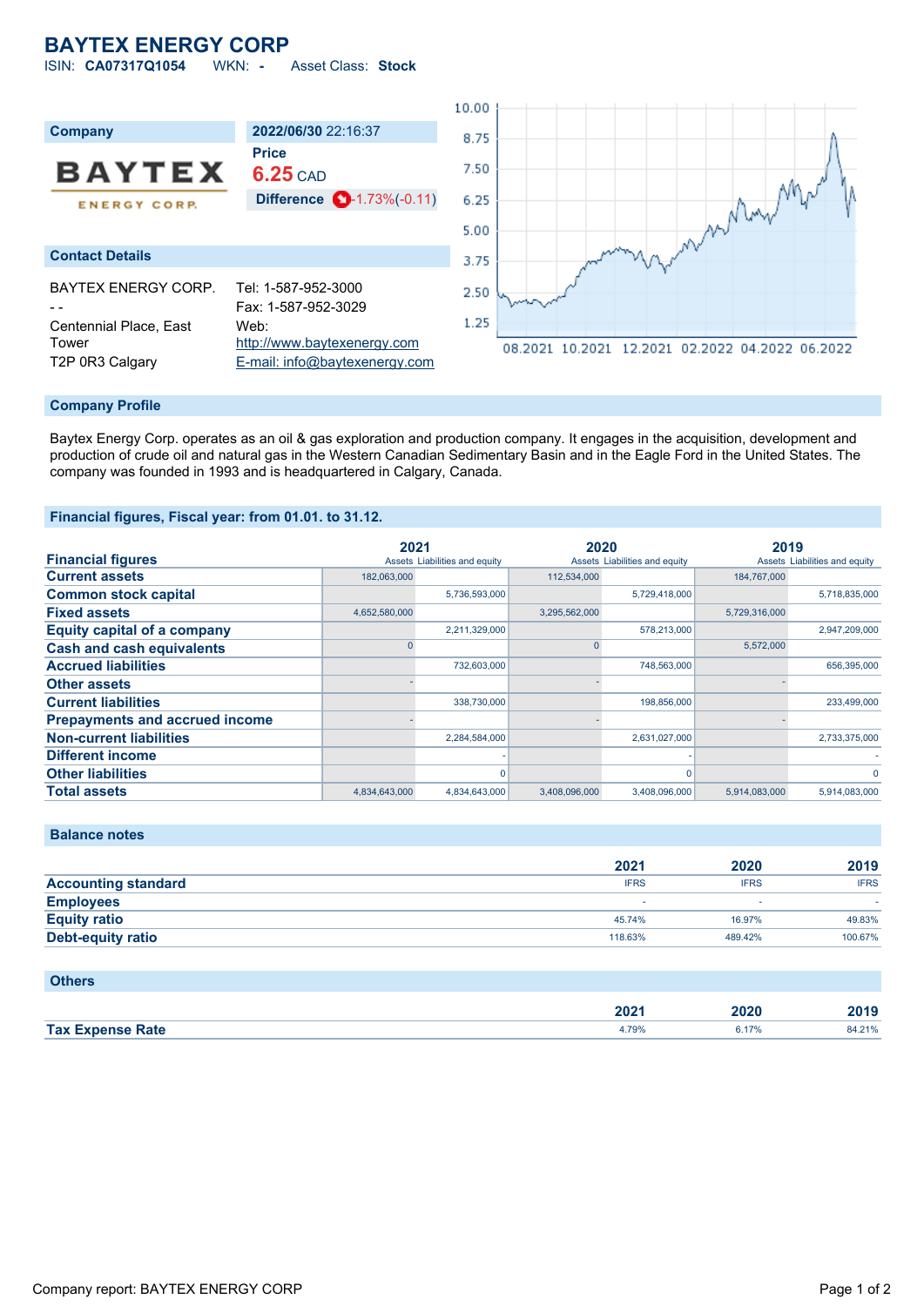# BAYTEX ENERGY CORP

ISIN: **CA07317Q1054** WKN: **-** Asset Class: **Stock**

## Company

BAYTEX ENERGY CORP.

**2022/06/30** 22:16:37

**Price**

**6.25** CAD

**Difference** -1.73%(-0.11)

## Contact Details

BAYTEX ENERGY CORP.
- -
Centennial Place, East Tower
T2P 0R3 Calgary

Tel: 1-587-952-3000
Fax: 1-587-952-3029
Web: http://www.baytexenergy.com
E-mail: info@baytexenergy.com

## Company Profile

Baytex Energy Corp. operates as an oil & gas exploration and production company. It engages in the acquisition, development and production of crude oil and natural gas in the Western Canadian Sedimentary Basin and in the Eagle Ford in the United States. The company was founded in 1993 and is headquartered in Calgary, Canada.

## Financial figures, Fiscal year: from 01.01. to 31.12.

| Financial figures | 2021 Assets | 2021 Liabilities and equity | 2020 Assets | 2020 Liabilities and equity | 2019 Assets | 2019 Liabilities and equity |
|---|---|---|---|---|---|---|
| Current assets | 182,063,000 | | 112,534,000 | | 184,767,000 | |
| Common stock capital | | 5,736,593,000 | | 5,729,418,000 | | 5,718,835,000 |
| Fixed assets | 4,652,580,000 | | 3,295,562,000 | | 5,729,316,000 | |
| Equity capital of a company | | 2,211,329,000 | | 578,213,000 | | 2,947,209,000 |
| Cash and cash equivalents | 0 | | 0 | | 5,572,000 | |
| Accrued liabilities | | 732,603,000 | | 748,563,000 | | 656,395,000 |
| Other assets | - | | - | | - | |
| Current liabilities | | 338,730,000 | | 198,856,000 | | 233,499,000 |
| Prepayments and accrued income | - | | - | | - | |
| Non-current liabilities | | 2,284,584,000 | | 2,631,027,000 | | 2,733,375,000 |
| Different income | | - | | - | | - |
| Other liabilities | | 0 | | 0 | | 0 |
| Total assets | 4,834,643,000 | 4,834,643,000 | 3,408,096,000 | 3,408,096,000 | 5,914,083,000 | 5,914,083,000 |

## Balance notes

| | 2021 | 2020 | 2019 |
|---|---|---|---|
| Accounting standard | IFRS | IFRS | IFRS |
| Employees | - | - | - |
| Equity ratio | 45.74% | 16.97% | 49.83% |
| Debt-equity ratio | 118.63% | 489.42% | 100.67% |

## Others

| | 2021 | 2020 | 2019 |
|---|---|---|---|
| Tax Expense Rate | 4.79% | 6.17% | 84.21% |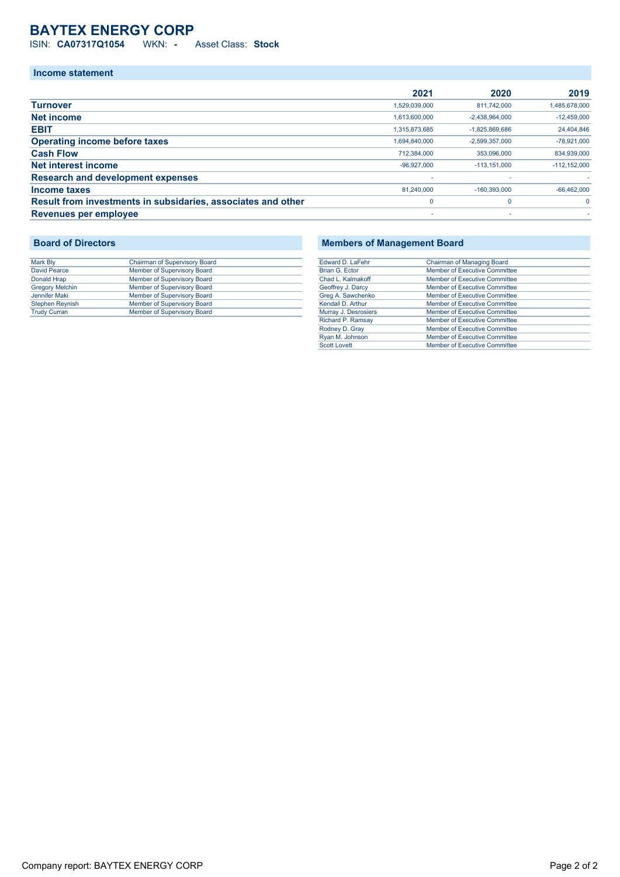# BAYTEX ENERGY CORP

ISIN: **CA07317Q1054** WKN: **-** Asset Class: **Stock**

## Income statement

| | 2021 | 2020 | 2019 |
|---|---|---|---|
| **Turnover** | 1,529,039,000 | 811,742,000 | 1,485,678,000 |
| **Net income** | 1,613,600,000 | -2,438,964,000 | -12,459,000 |
| **EBIT** | 1,315,873,685 | -1,825,869,686 | 24,404,846 |
| **Operating income before taxes** | 1,694,840,000 | -2,599,357,000 | -78,921,000 |
| **Cash Flow** | 712,384,000 | 353,096,000 | 834,939,000 |
| **Net interest income** | -96,927,000 | -113,151,000 | -112,152,000 |
| **Research and development expenses** | - | - | - |
| **Income taxes** | 81,240,000 | -160,393,000 | -66,462,000 |
| **Result from investments in subsidaries, associates and other** | 0 | 0 | 0 |
| **Revenues per employee** | - | - | - |

## Board of Directors

| | |
|---|---|
| Mark Bly | Chairman of Supervisory Board |
| David Pearce | Member of Supervisory Board |
| Donald Hrap | Member of Supervisory Board |
| Gregory Melchin | Member of Supervisory Board |
| Jennifer Maki | Member of Supervisory Board |
| Stephen Reynish | Member of Supervisory Board |
| Trudy Curran | Member of Supervisory Board |

## Members of Management Board

| | |
|---|---|
| Edward D. LaFehr | Chairman of Managing Board |
| Brian G. Ector | Member of Executive Committee |
| Chad L. Kalmakoff | Member of Executive Committee |
| Geoffrey J. Darcy | Member of Executive Committee |
| Greg A. Sawchenko | Member of Executive Committee |
| Kendall D. Arthur | Member of Executive Committee |
| Murray J. Desrosiers | Member of Executive Committee |
| Richard P. Ramsay | Member of Executive Committee |
| Rodney D. Gray | Member of Executive Committee |
| Ryan M. Johnson | Member of Executive Committee |
| Scott Lovett | Member of Executive Committee |